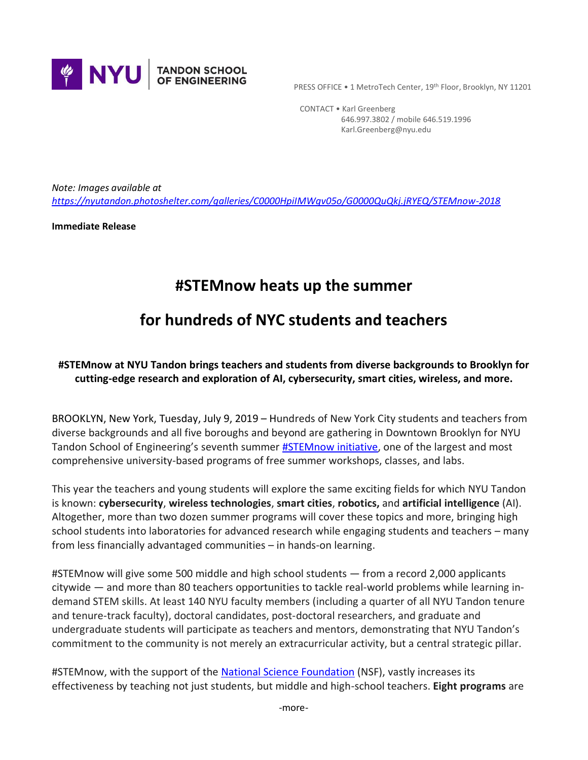NYU | TANDON SCHOOL OF ENGINEERING

PRESS OFFICE • 1 MetroTech Center, 19th Floor, Brooklyn, NY 11201

CONTACT • Karl Greenberg
646.997.3802 / mobile 646.519.1996
Karl.Greenberg@nyu.edu

*Note: Images available at [https://nyutandon.photoshelter.com/galleries/C0000HpiIMWqv05o/G0000QuQkj.jRYEQ/STEMnow-2018](https://nyutandon.photoshelter.com/galleries/C0000HpiIMWqv05o/G0000QuQkj.jRYEQ/STEMnow-2018)*

**Immediate Release**

# #STEMnow heats up the summer for hundreds of NYC students and teachers

**#STEMnow at NYU Tandon brings teachers and students from diverse backgrounds to Brooklyn for cutting-edge research and exploration of AI, cybersecurity, smart cities, wireless, and more.**

BROOKLYN, New York, Tuesday, July 9, 2019 – Hundreds of New York City students and teachers from diverse backgrounds and all five boroughs and beyond are gathering in Downtown Brooklyn for NYU Tandon School of Engineering's seventh summer [#STEMnow initiative](#), one of the largest and most comprehensive university-based programs of free summer workshops, classes, and labs.

This year the teachers and young students will explore the same exciting fields for which NYU Tandon is known: **cybersecurity**, **wireless technologies**, **smart cities**, **robotics,** and **artificial intelligence** (AI). Altogether, more than two dozen summer programs will cover these topics and more, bringing high school students into laboratories for advanced research while engaging students and teachers – many from less financially advantaged communities – in hands-on learning.

#STEMnow will give some 500 middle and high school students — from a record 2,000 applicants citywide — and more than 80 teachers opportunities to tackle real-world problems while learning in-demand STEM skills. At least 140 NYU faculty members (including a quarter of all NYU Tandon tenure and tenure-track faculty), doctoral candidates, post-doctoral researchers, and graduate and undergraduate students will participate as teachers and mentors, demonstrating that NYU Tandon's commitment to the community is not merely an extracurricular activity, but a central strategic pillar.

#STEMnow, with the support of the [National Science Foundation](#) (NSF), vastly increases its effectiveness by teaching not just students, but middle and high-school teachers. **Eight programs** are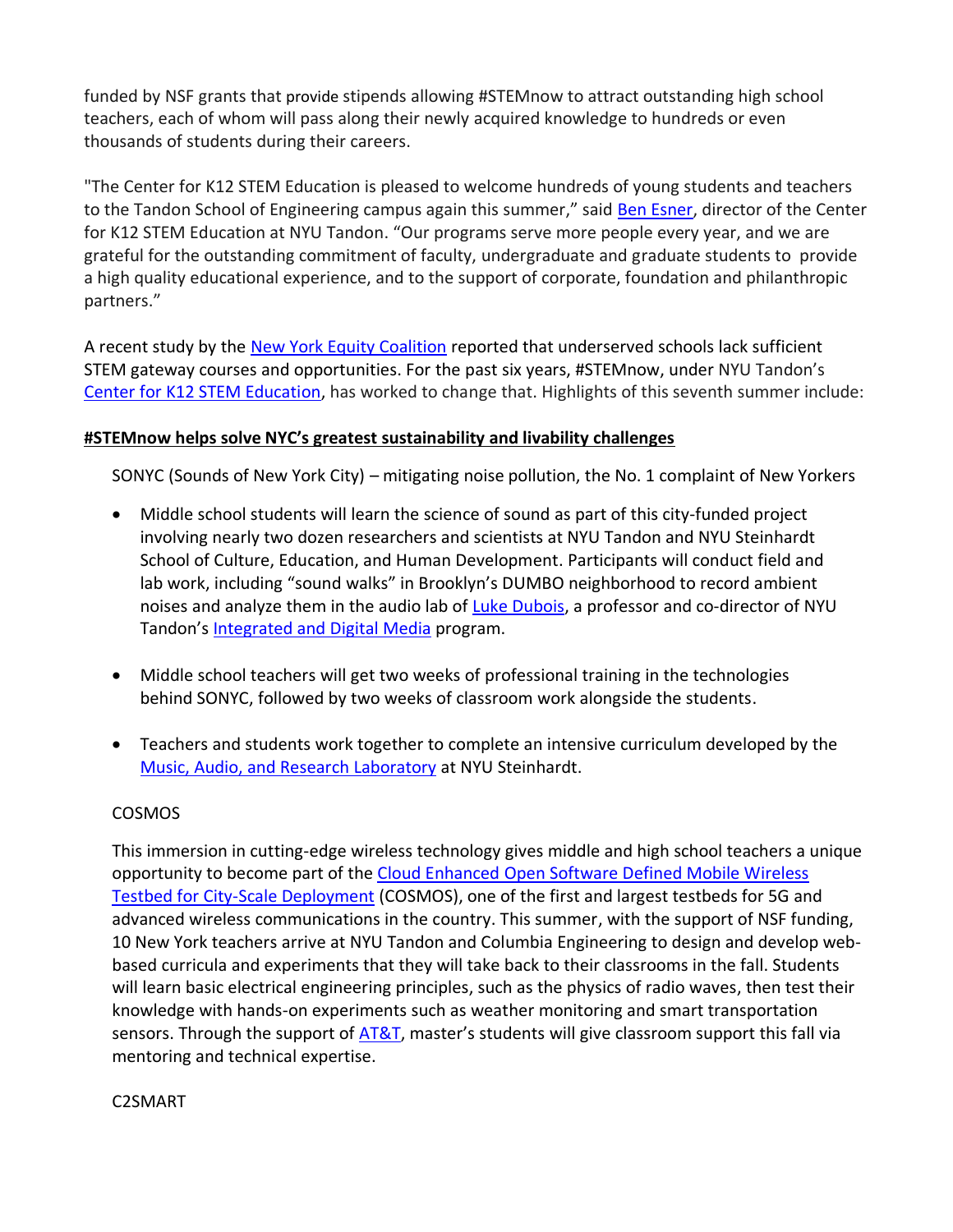funded by NSF grants that provide stipends allowing #STEMnow to attract outstanding high school teachers, each of whom will pass along their newly acquired knowledge to hundreds or even thousands of students during their careers.

"The Center for K12 STEM Education is pleased to welcome hundreds of young students and teachers to the Tandon School of Engineering campus again this summer," said Ben Esner, director of the Center for K12 STEM Education at NYU Tandon. "Our programs serve more people every year, and we are grateful for the outstanding commitment of faculty, undergraduate and graduate students to provide a high quality educational experience, and to the support of corporate, foundation and philanthropic partners."

A recent study by the New York Equity Coalition reported that underserved schools lack sufficient STEM gateway courses and opportunities. For the past six years, #STEMnow, under NYU Tandon's Center for K12 STEM Education, has worked to change that. Highlights of this seventh summer include:

**#STEMnow helps solve NYC's greatest sustainability and livability challenges**

SONYC (Sounds of New York City) – mitigating noise pollution, the No. 1 complaint of New Yorkers

- Middle school students will learn the science of sound as part of this city-funded project involving nearly two dozen researchers and scientists at NYU Tandon and NYU Steinhardt School of Culture, Education, and Human Development. Participants will conduct field and lab work, including "sound walks" in Brooklyn's DUMBO neighborhood to record ambient noises and analyze them in the audio lab of Luke Dubois, a professor and co-director of NYU Tandon's Integrated and Digital Media program.

- Middle school teachers will get two weeks of professional training in the technologies behind SONYC, followed by two weeks of classroom work alongside the students.

- Teachers and students work together to complete an intensive curriculum developed by the Music, Audio, and Research Laboratory at NYU Steinhardt.

COSMOS

This immersion in cutting-edge wireless technology gives middle and high school teachers a unique opportunity to become part of the Cloud Enhanced Open Software Defined Mobile Wireless Testbed for City-Scale Deployment (COSMOS), one of the first and largest testbeds for 5G and advanced wireless communications in the country. This summer, with the support of NSF funding, 10 New York teachers arrive at NYU Tandon and Columbia Engineering to design and develop web-based curricula and experiments that they will take back to their classrooms in the fall. Students will learn basic electrical engineering principles, such as the physics of radio waves, then test their knowledge with hands-on experiments such as weather monitoring and smart transportation sensors. Through the support of AT&T, master's students will give classroom support this fall via mentoring and technical expertise.

C2SMART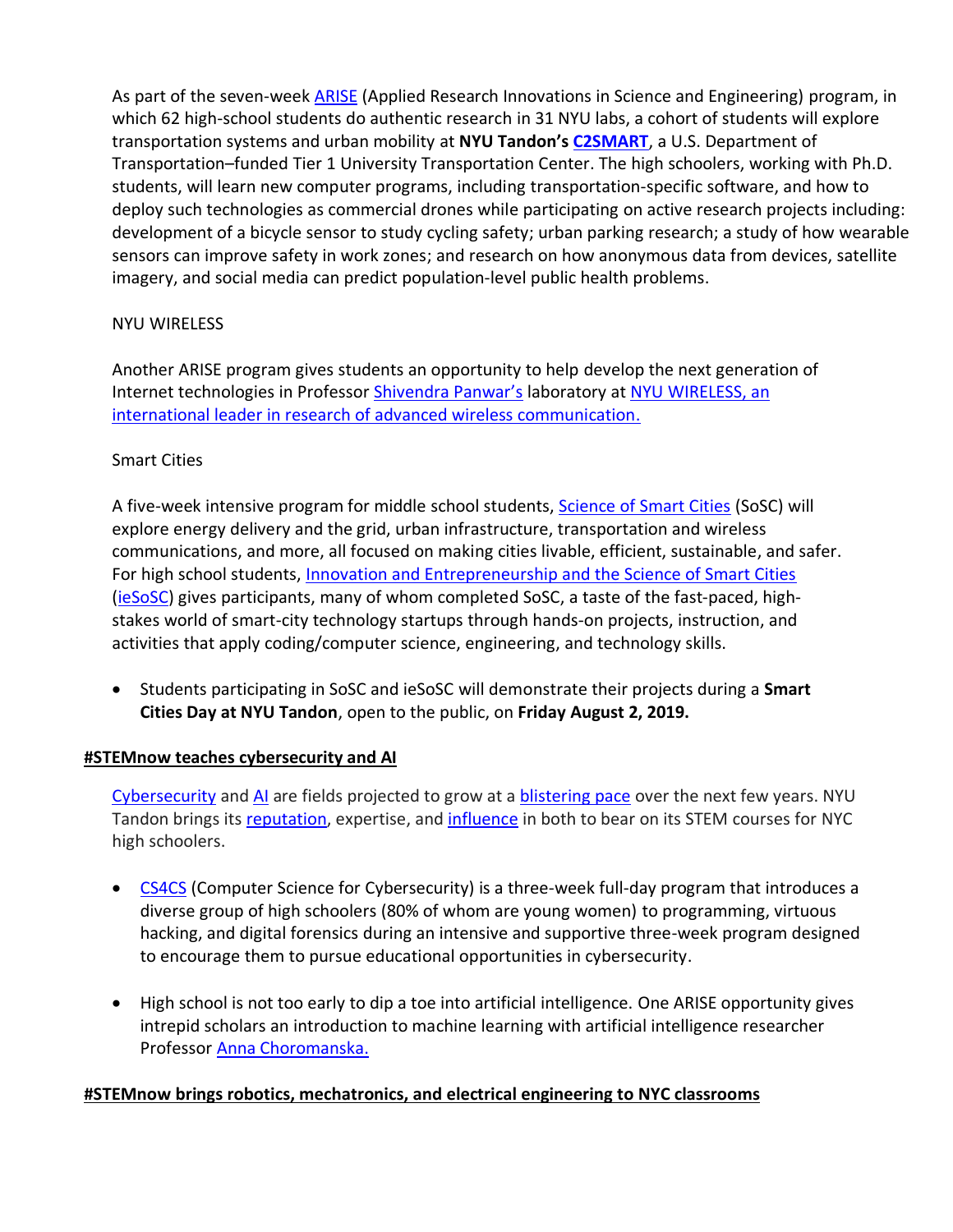As part of the seven-week ARISE (Applied Research Innovations in Science and Engineering) program, in which 62 high-school students do authentic research in 31 NYU labs, a cohort of students will explore transportation systems and urban mobility at **NYU Tandon's C2SMART**, a U.S. Department of Transportation–funded Tier 1 University Transportation Center. The high schoolers, working with Ph.D. students, will learn new computer programs, including transportation-specific software, and how to deploy such technologies as commercial drones while participating on active research projects including: development of a bicycle sensor to study cycling safety; urban parking research; a study of how wearable sensors can improve safety in work zones; and research on how anonymous data from devices, satellite imagery, and social media can predict population-level public health problems.

NYU WIRELESS

Another ARISE program gives students an opportunity to help develop the next generation of Internet technologies in Professor Shivendra Panwar's laboratory at NYU WIRELESS, an international leader in research of advanced wireless communication.

Smart Cities

A five-week intensive program for middle school students, Science of Smart Cities (SoSC) will explore energy delivery and the grid, urban infrastructure, transportation and wireless communications, and more, all focused on making cities livable, efficient, sustainable, and safer. For high school students, Innovation and Entrepreneurship and the Science of Smart Cities (ieSoSC) gives participants, many of whom completed SoSC, a taste of the fast-paced, high-stakes world of smart-city technology startups through hands-on projects, instruction, and activities that apply coding/computer science, engineering, and technology skills.

- Students participating in SoSC and ieSoSC will demonstrate their projects during a **Smart Cities Day at NYU Tandon**, open to the public, on **Friday August 2, 2019.**

**#STEMnow teaches cybersecurity and AI**

Cybersecurity and AI are fields projected to grow at a blistering pace over the next few years. NYU Tandon brings its reputation, expertise, and influence in both to bear on its STEM courses for NYC high schoolers.

- CS4CS (Computer Science for Cybersecurity) is a three-week full-day program that introduces a diverse group of high schoolers (80% of whom are young women) to programming, virtuous hacking, and digital forensics during an intensive and supportive three-week program designed to encourage them to pursue educational opportunities in cybersecurity.

- High school is not too early to dip a toe into artificial intelligence. One ARISE opportunity gives intrepid scholars an introduction to machine learning with artificial intelligence researcher Professor Anna Choromanska.

**#STEMnow brings robotics, mechatronics, and electrical engineering to NYC classrooms**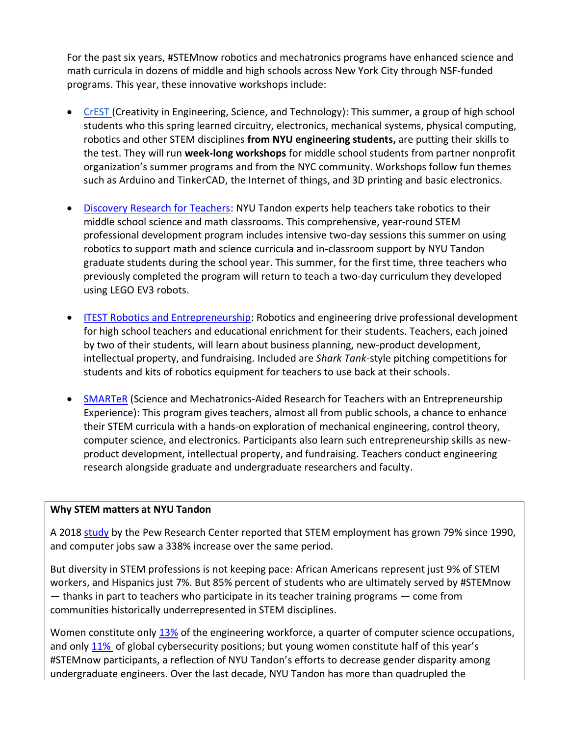For the past six years, #STEMnow robotics and mechatronics programs have enhanced science and math curricula in dozens of middle and high schools across New York City through NSF-funded programs. This year, these innovative workshops include:

- CrEST (Creativity in Engineering, Science, and Technology): This summer, a group of high school students who this spring learned circuitry, electronics, mechanical systems, physical computing, robotics and other STEM disciplines **from NYU engineering students,** are putting their skills to the test. They will run **week-long workshops** for middle school students from partner nonprofit organization's summer programs and from the NYC community. Workshops follow fun themes such as Arduino and TinkerCAD, the Internet of things, and 3D printing and basic electronics.

- Discovery Research for Teachers: NYU Tandon experts help teachers take robotics to their middle school science and math classrooms. This comprehensive, year-round STEM professional development program includes intensive two-day sessions this summer on using robotics to support math and science curricula and in-classroom support by NYU Tandon graduate students during the school year. This summer, for the first time, three teachers who previously completed the program will return to teach a two-day curriculum they developed using LEGO EV3 robots.

- ITEST Robotics and Entrepreneurship: Robotics and engineering drive professional development for high school teachers and educational enrichment for their students. Teachers, each joined by two of their students, will learn about business planning, new-product development, intellectual property, and fundraising. Included are *Shark Tank*-style pitching competitions for students and kits of robotics equipment for teachers to use back at their schools.

- SMARTeR (Science and Mechatronics-Aided Research for Teachers with an Entrepreneurship Experience): This program gives teachers, almost all from public schools, a chance to enhance their STEM curricula with a hands-on exploration of mechanical engineering, control theory, computer science, and electronics. Participants also learn such entrepreneurship skills as new-product development, intellectual property, and fundraising. Teachers conduct engineering research alongside graduate and undergraduate researchers and faculty.

**Why STEM matters at NYU Tandon**

A 2018 study by the Pew Research Center reported that STEM employment has grown 79% since 1990, and computer jobs saw a 338% increase over the same period.

But diversity in STEM professions is not keeping pace: African Americans represent just 9% of STEM workers, and Hispanics just 7%. But 85% percent of students who are ultimately served by #STEMnow — thanks in part to teachers who participate in its teacher training programs — come from communities historically underrepresented in STEM disciplines.

Women constitute only 13% of the engineering workforce, a quarter of computer science occupations, and only 11% of global cybersecurity positions; but young women constitute half of this year's #STEMnow participants, a reflection of NYU Tandon's efforts to decrease gender disparity among undergraduate engineers. Over the last decade, NYU Tandon has more than quadrupled the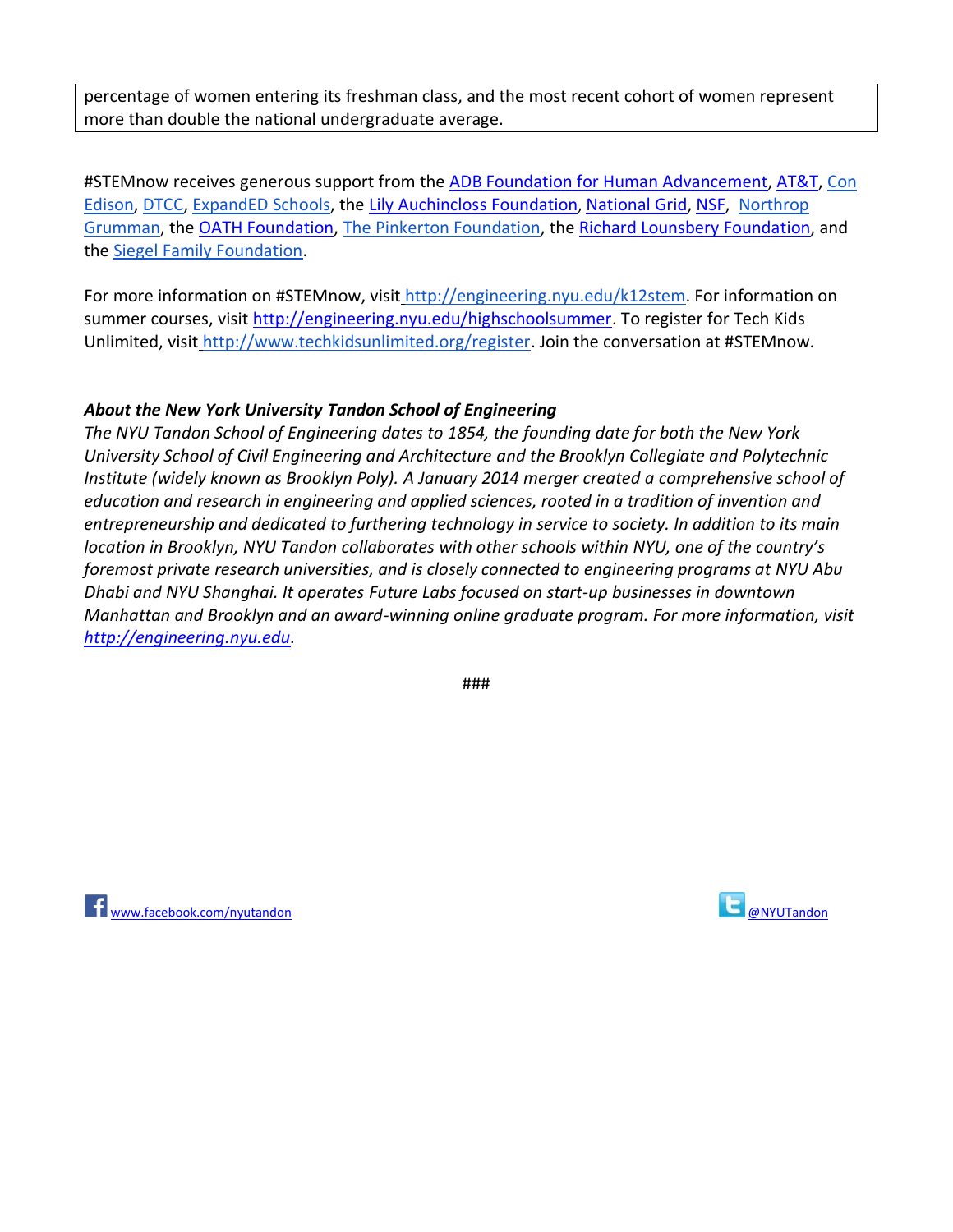percentage of women entering its freshman class, and the most recent cohort of women represent more than double the national undergraduate average.

#STEMnow receives generous support from the ADB Foundation for Human Advancement, AT&T, Con Edison, DTCC, ExpandED Schools, the Lily Auchincloss Foundation, National Grid, NSF, Northrop Grumman, the OATH Foundation, The Pinkerton Foundation, the Richard Lounsbery Foundation, and the Siegel Family Foundation.

For more information on #STEMnow, visit http://engineering.nyu.edu/k12stem. For information on summer courses, visit http://engineering.nyu.edu/highschoolsummer. To register for Tech Kids Unlimited, visit http://www.techkidsunlimited.org/register. Join the conversation at #STEMnow.

***About the New York University Tandon School of Engineering***

*The NYU Tandon School of Engineering dates to 1854, the founding date for both the New York University School of Civil Engineering and Architecture and the Brooklyn Collegiate and Polytechnic Institute (widely known as Brooklyn Poly). A January 2014 merger created a comprehensive school of education and research in engineering and applied sciences, rooted in a tradition of invention and entrepreneurship and dedicated to furthering technology in service to society. In addition to its main location in Brooklyn, NYU Tandon collaborates with other schools within NYU, one of the country's foremost private research universities, and is closely connected to engineering programs at NYU Abu Dhabi and NYU Shanghai. It operates Future Labs focused on start-up businesses in downtown Manhattan and Brooklyn and an award-winning online graduate program. For more information, visit http://engineering.nyu.edu.*

###

www.facebook.com/nyutandon

@NYUTandon